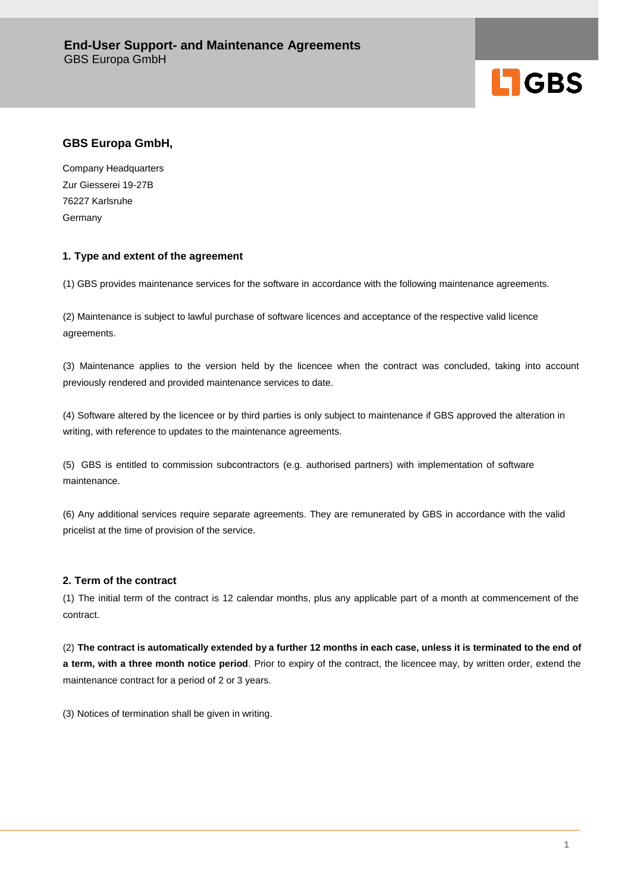# End-User Support- and Maintenance Agreements

GBS Europa GmbH

## GBS Europa GmbH,

Company Headquarters
Zur Giesserei 19-27B
76227 Karlsruhe
Germany

### 1. Type and extent of the agreement

(1) GBS provides maintenance services for the software in accordance with the following maintenance agreements.

(2) Maintenance is subject to lawful purchase of software licences and acceptance of the respective valid licence agreements.

(3) Maintenance applies to the version held by the licencee when the contract was concluded, taking into account previously rendered and provided maintenance services to date.

(4) Software altered by the licencee or by third parties is only subject to maintenance if GBS approved the alteration in writing, with reference to updates to the maintenance agreements.

(5) GBS is entitled to commission subcontractors (e.g. authorised partners) with implementation of software maintenance.

(6) Any additional services require separate agreements. They are remunerated by GBS in accordance with the valid pricelist at the time of provision of the service.

### 2. Term of the contract

(1) The initial term of the contract is 12 calendar months, plus any applicable part of a month at commencement of the contract.

(2) **The contract is automatically extended by a further 12 months in each case, unless it is terminated to the end of a term, with a three month notice period**. Prior to expiry of the contract, the licencee may, by written order, extend the maintenance contract for a period of 2 or 3 years.

(3) Notices of termination shall be given in writing.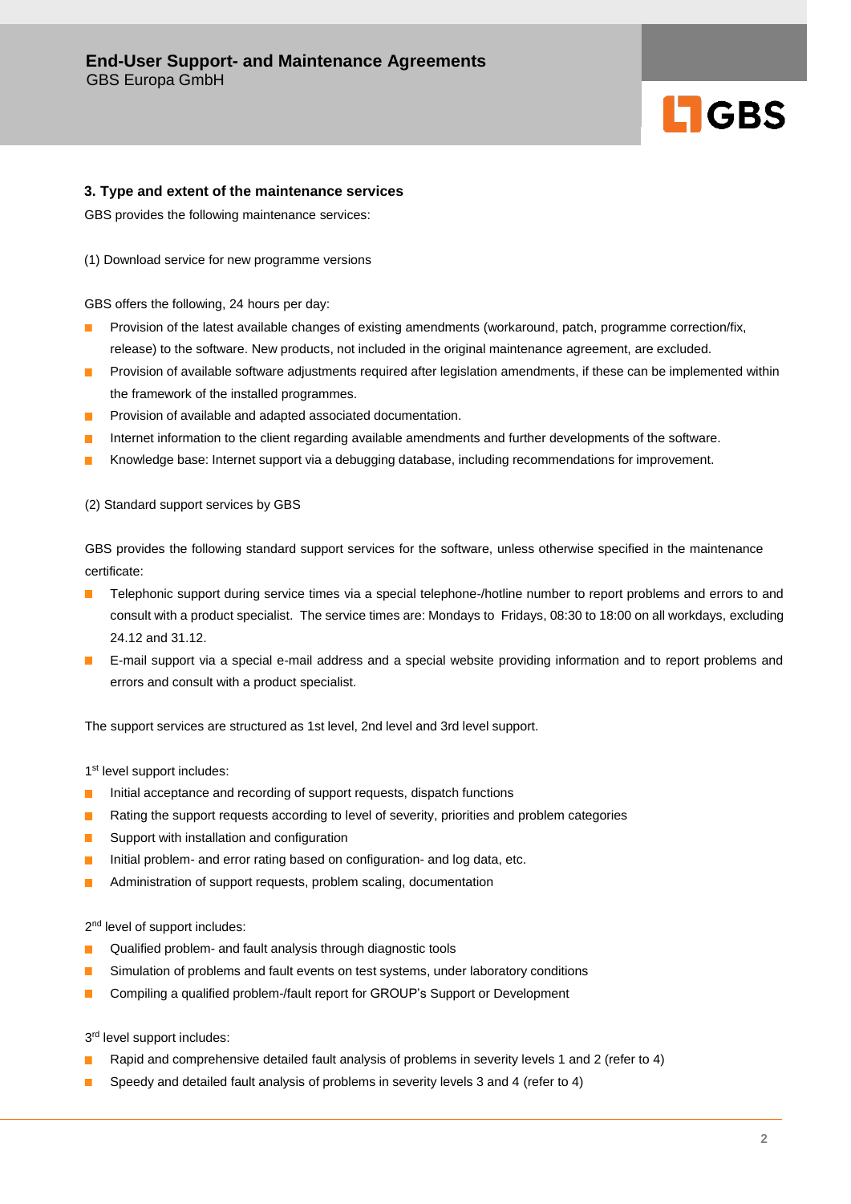## 3. Type and extent of the maintenance services

GBS provides the following maintenance services:

(1) Download service for new programme versions

GBS offers the following, 24 hours per day:

- Provision of the latest available changes of existing amendments (workaround, patch, programme correction/fix, release) to the software. New products, not included in the original maintenance agreement, are excluded.
- Provision of available software adjustments required after legislation amendments, if these can be implemented within the framework of the installed programmes.
- Provision of available and adapted associated documentation.
- Internet information to the client regarding available amendments and further developments of the software.
- Knowledge base: Internet support via a debugging database, including recommendations for improvement.

(2) Standard support services by GBS

GBS provides the following standard support services for the software, unless otherwise specified in the maintenance certificate:

- Telephonic support during service times via a special telephone-/hotline number to report problems and errors to and consult with a product specialist. The service times are: Mondays to Fridays, 08:30 to 18:00 on all workdays, excluding 24.12 and 31.12.
- E-mail support via a special e-mail address and a special website providing information and to report problems and errors and consult with a product specialist.

The support services are structured as 1st level, 2nd level and 3rd level support.

1st level support includes:

- Initial acceptance and recording of support requests, dispatch functions
- Rating the support requests according to level of severity, priorities and problem categories
- Support with installation and configuration
- Initial problem- and error rating based on configuration- and log data, etc.
- Administration of support requests, problem scaling, documentation

2nd level of support includes:

- Qualified problem- and fault analysis through diagnostic tools
- Simulation of problems and fault events on test systems, under laboratory conditions
- Compiling a qualified problem-/fault report for GROUP's Support or Development

3rd level support includes:

- Rapid and comprehensive detailed fault analysis of problems in severity levels 1 and 2 (refer to 4)
- Speedy and detailed fault analysis of problems in severity levels 3 and 4 (refer to 4)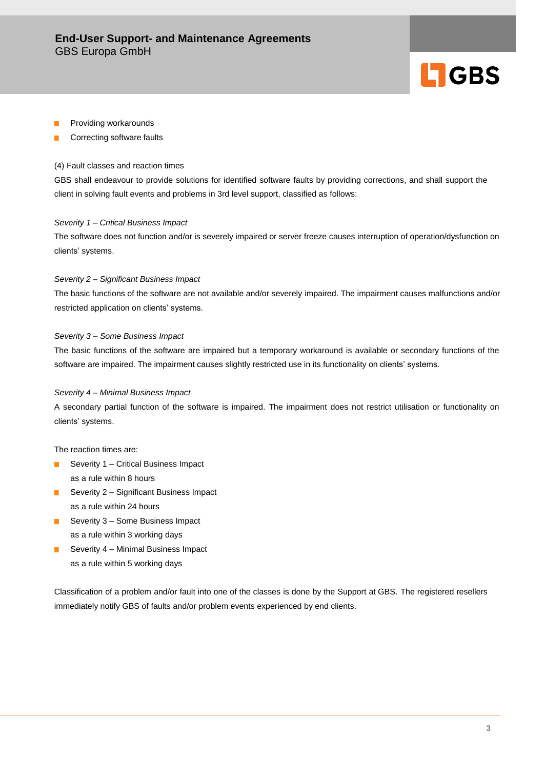- Providing workarounds
- Correcting software faults

(4) Fault classes and reaction times

GBS shall endeavour to provide solutions for identified software faults by providing corrections, and shall support the client in solving fault events and problems in 3rd level support, classified as follows:

*Severity 1 – Critical Business Impact*

The software does not function and/or is severely impaired or server freeze causes interruption of operation/dysfunction on clients' systems.

*Severity 2 – Significant Business Impact*

The basic functions of the software are not available and/or severely impaired. The impairment causes malfunctions and/or restricted application on clients' systems.

*Severity 3 – Some Business Impact*

The basic functions of the software are impaired but a temporary workaround is available or secondary functions of the software are impaired. The impairment causes slightly restricted use in its functionality on clients' systems.

*Severity 4 – Minimal Business Impact*

A secondary partial function of the software is impaired. The impairment does not restrict utilisation or functionality on clients' systems.

The reaction times are:

- Severity 1 – Critical Business Impact
  as a rule within 8 hours
- Severity 2 – Significant Business Impact
  as a rule within 24 hours
- Severity 3 – Some Business Impact
  as a rule within 3 working days
- Severity 4 – Minimal Business Impact
  as a rule within 5 working days

Classification of a problem and/or fault into one of the classes is done by the Support at GBS. The registered resellers immediately notify GBS of faults and/or problem events experienced by end clients.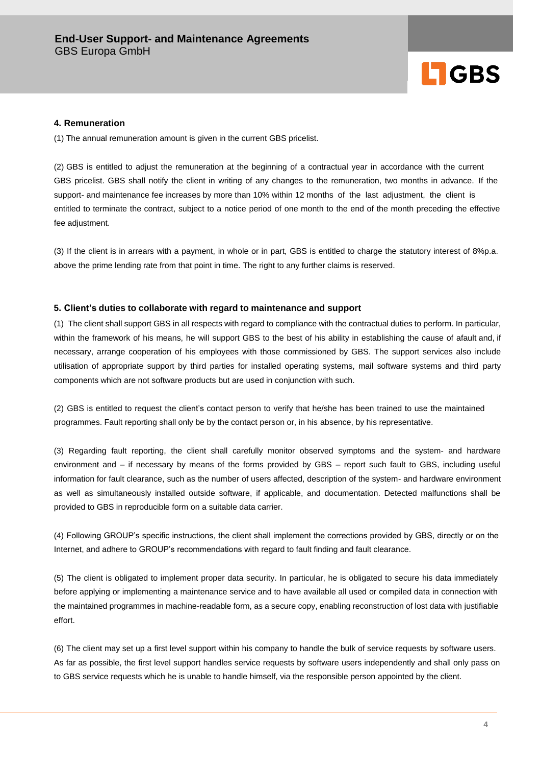## 4. Remuneration

(1) The annual remuneration amount is given in the current GBS pricelist.

(2) GBS is entitled to adjust the remuneration at the beginning of a contractual year in accordance with the current GBS pricelist. GBS shall notify the client in writing of any changes to the remuneration, two months in advance. If the support- and maintenance fee increases by more than 10% within 12 months of the last adjustment, the client is entitled to terminate the contract, subject to a notice period of one month to the end of the month preceding the effective fee adjustment.

(3) If the client is in arrears with a payment, in whole or in part, GBS is entitled to charge the statutory interest of 8%p.a. above the prime lending rate from that point in time. The right to any further claims is reserved.

## 5. Client's duties to collaborate with regard to maintenance and support

(1) The client shall support GBS in all respects with regard to compliance with the contractual duties to perform. In particular, within the framework of his means, he will support GBS to the best of his ability in establishing the cause of afault and, if necessary, arrange cooperation of his employees with those commissioned by GBS. The support services also include utilisation of appropriate support by third parties for installed operating systems, mail software systems and third party components which are not software products but are used in conjunction with such.

(2) GBS is entitled to request the client's contact person to verify that he/she has been trained to use the maintained programmes. Fault reporting shall only be by the contact person or, in his absence, by his representative.

(3) Regarding fault reporting, the client shall carefully monitor observed symptoms and the system- and hardware environment and – if necessary by means of the forms provided by GBS – report such fault to GBS, including useful information for fault clearance, such as the number of users affected, description of the system- and hardware environment as well as simultaneously installed outside software, if applicable, and documentation. Detected malfunctions shall be provided to GBS in reproducible form on a suitable data carrier.

(4) Following GROUP's specific instructions, the client shall implement the corrections provided by GBS, directly or on the Internet, and adhere to GROUP's recommendations with regard to fault finding and fault clearance.

(5) The client is obligated to implement proper data security. In particular, he is obligated to secure his data immediately before applying or implementing a maintenance service and to have available all used or compiled data in connection with the maintained programmes in machine-readable form, as a secure copy, enabling reconstruction of lost data with justifiable effort.

(6) The client may set up a first level support within his company to handle the bulk of service requests by software users. As far as possible, the first level support handles service requests by software users independently and shall only pass on to GBS service requests which he is unable to handle himself, via the responsible person appointed by the client.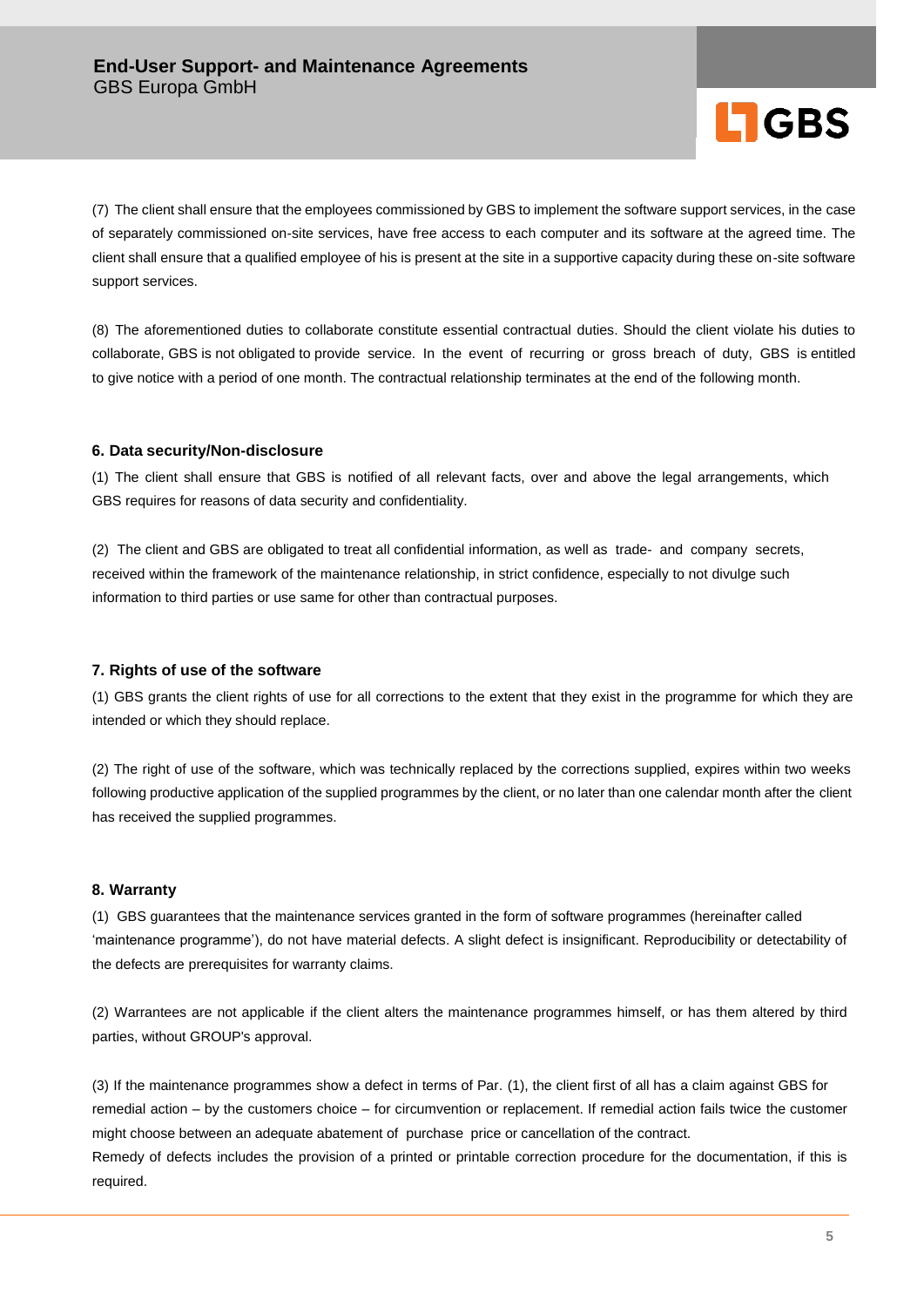(7) The client shall ensure that the employees commissioned by GBS to implement the software support services, in the case of separately commissioned on-site services, have free access to each computer and its software at the agreed time. The client shall ensure that a qualified employee of his is present at the site in a supportive capacity during these on-site software support services.

(8) The aforementioned duties to collaborate constitute essential contractual duties. Should the client violate his duties to collaborate, GBS is not obligated to provide service. In the event of recurring or gross breach of duty, GBS is entitled to give notice with a period of one month. The contractual relationship terminates at the end of the following month.

### 6. Data security/Non-disclosure

(1) The client shall ensure that GBS is notified of all relevant facts, over and above the legal arrangements, which GBS requires for reasons of data security and confidentiality.

(2) The client and GBS are obligated to treat all confidential information, as well as trade- and company secrets, received within the framework of the maintenance relationship, in strict confidence, especially to not divulge such information to third parties or use same for other than contractual purposes.

### 7. Rights of use of the software

(1) GBS grants the client rights of use for all corrections to the extent that they exist in the programme for which they are intended or which they should replace.

(2) The right of use of the software, which was technically replaced by the corrections supplied, expires within two weeks following productive application of the supplied programmes by the client, or no later than one calendar month after the client has received the supplied programmes.

### 8. Warranty

(1) GBS guarantees that the maintenance services granted in the form of software programmes (hereinafter called 'maintenance programme'), do not have material defects. A slight defect is insignificant. Reproducibility or detectability of the defects are prerequisites for warranty claims.

(2) Warrantees are not applicable if the client alters the maintenance programmes himself, or has them altered by third parties, without GROUP's approval.

(3) If the maintenance programmes show a defect in terms of Par. (1), the client first of all has a claim against GBS for remedial action – by the customers choice – for circumvention or replacement. If remedial action fails twice the customer might choose between an adequate abatement of purchase price or cancellation of the contract.
Remedy of defects includes the provision of a printed or printable correction procedure for the documentation, if this is required.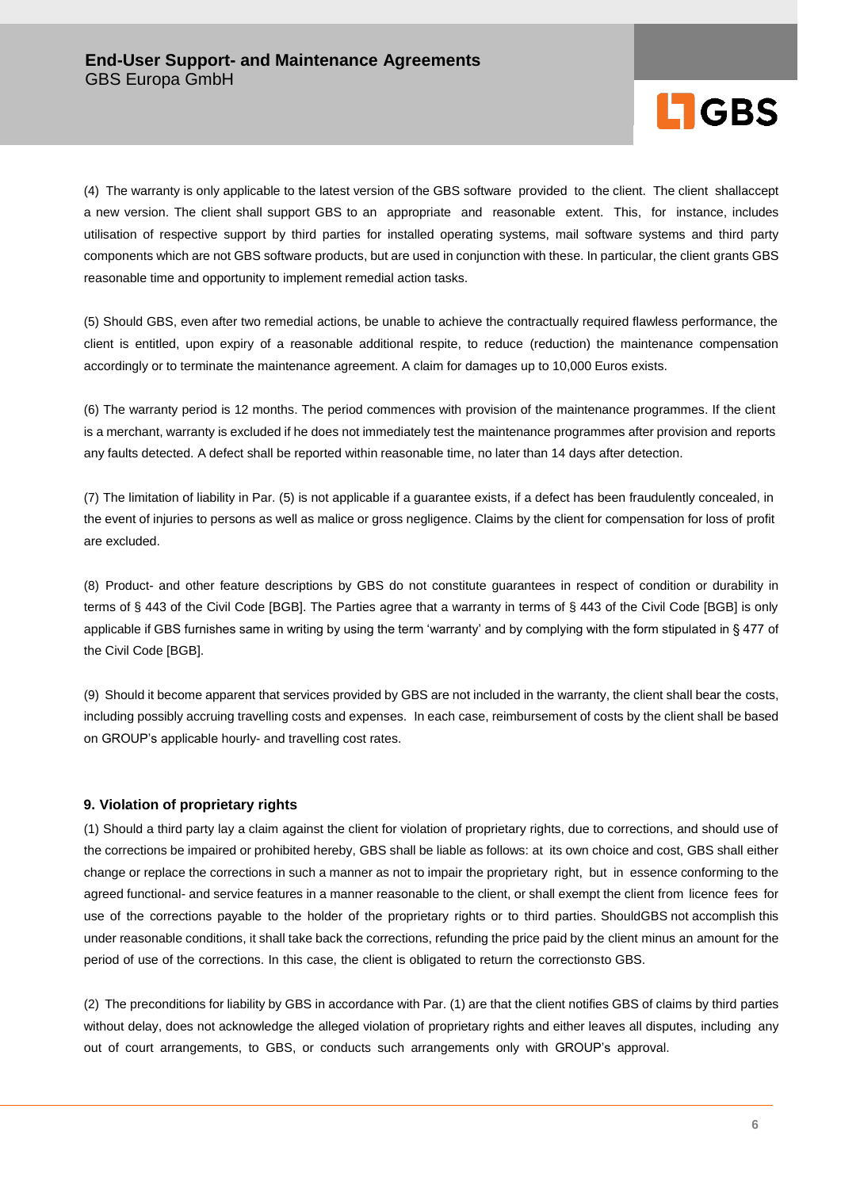(4) The warranty is only applicable to the latest version of the GBS software provided to the client. The client shallaccept a new version. The client shall support GBS to an appropriate and reasonable extent. This, for instance, includes utilisation of respective support by third parties for installed operating systems, mail software systems and third party components which are not GBS software products, but are used in conjunction with these. In particular, the client grants GBS reasonable time and opportunity to implement remedial action tasks.

(5) Should GBS, even after two remedial actions, be unable to achieve the contractually required flawless performance, the client is entitled, upon expiry of a reasonable additional respite, to reduce (reduction) the maintenance compensation accordingly or to terminate the maintenance agreement. A claim for damages up to 10,000 Euros exists.

(6) The warranty period is 12 months. The period commences with provision of the maintenance programmes. If the client is a merchant, warranty is excluded if he does not immediately test the maintenance programmes after provision and reports any faults detected. A defect shall be reported within reasonable time, no later than 14 days after detection.

(7) The limitation of liability in Par. (5) is not applicable if a guarantee exists, if a defect has been fraudulently concealed, in the event of injuries to persons as well as malice or gross negligence. Claims by the client for compensation for loss of profit are excluded.

(8) Product- and other feature descriptions by GBS do not constitute guarantees in respect of condition or durability in terms of § 443 of the Civil Code [BGB]. The Parties agree that a warranty in terms of § 443 of the Civil Code [BGB] is only applicable if GBS furnishes same in writing by using the term 'warranty' and by complying with the form stipulated in § 477 of the Civil Code [BGB].

(9) Should it become apparent that services provided by GBS are not included in the warranty, the client shall bear the costs, including possibly accruing travelling costs and expenses. In each case, reimbursement of costs by the client shall be based on GROUP's applicable hourly- and travelling cost rates.

### 9. Violation of proprietary rights

(1) Should a third party lay a claim against the client for violation of proprietary rights, due to corrections, and should use of the corrections be impaired or prohibited hereby, GBS shall be liable as follows: at its own choice and cost, GBS shall either change or replace the corrections in such a manner as not to impair the proprietary right, but in essence conforming to the agreed functional- and service features in a manner reasonable to the client, or shall exempt the client from licence fees for use of the corrections payable to the holder of the proprietary rights or to third parties. ShouldGBS not accomplish this under reasonable conditions, it shall take back the corrections, refunding the price paid by the client minus an amount for the period of use of the corrections. In this case, the client is obligated to return the correctionsto GBS.

(2) The preconditions for liability by GBS in accordance with Par. (1) are that the client notifies GBS of claims by third parties without delay, does not acknowledge the alleged violation of proprietary rights and either leaves all disputes, including any out of court arrangements, to GBS, or conducts such arrangements only with GROUP's approval.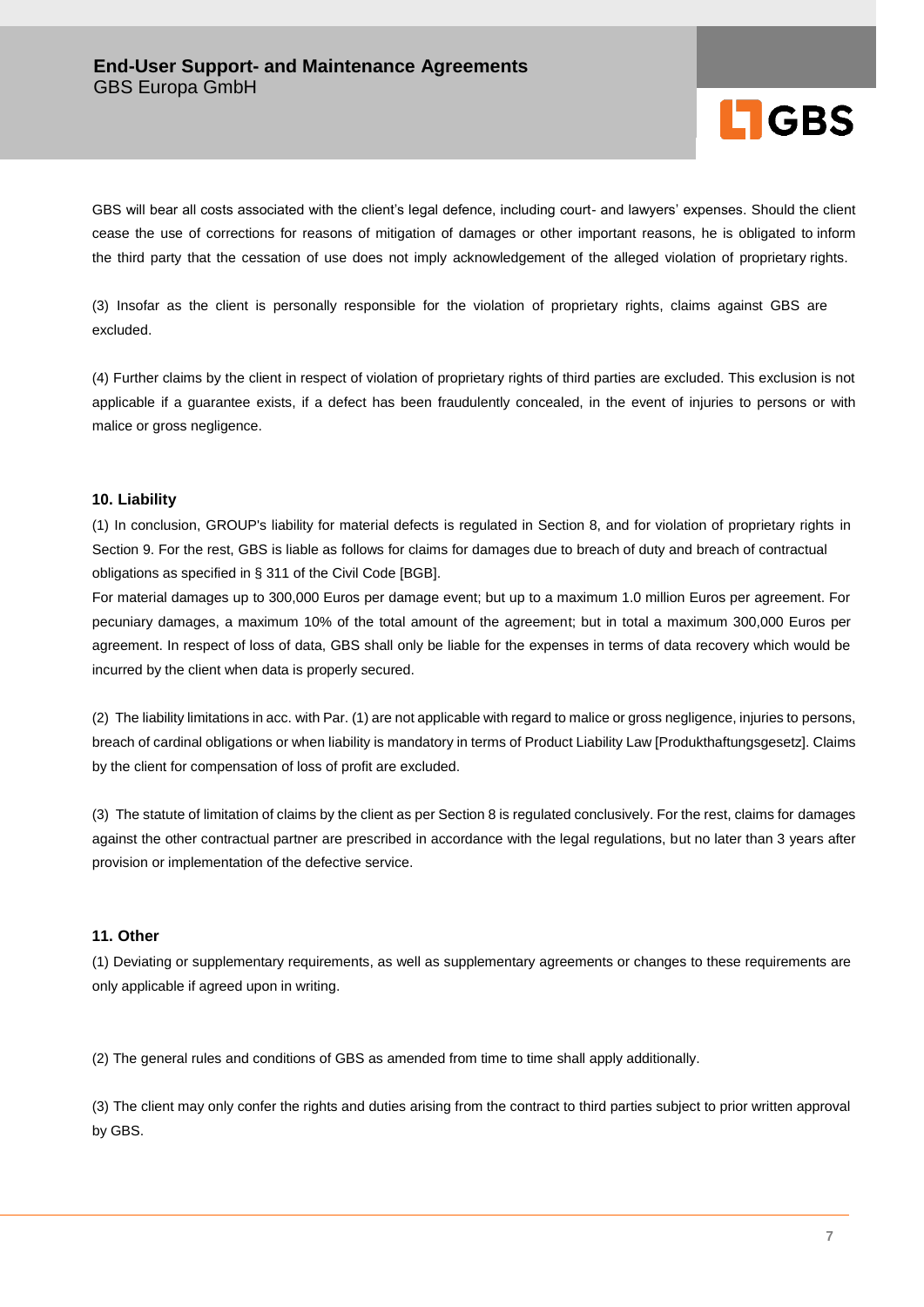GBS will bear all costs associated with the client's legal defence, including court- and lawyers' expenses. Should the client cease the use of corrections for reasons of mitigation of damages or other important reasons, he is obligated to inform the third party that the cessation of use does not imply acknowledgement of the alleged violation of proprietary rights.

(3) Insofar as the client is personally responsible for the violation of proprietary rights, claims against GBS are excluded.

(4) Further claims by the client in respect of violation of proprietary rights of third parties are excluded. This exclusion is not applicable if a guarantee exists, if a defect has been fraudulently concealed, in the event of injuries to persons or with malice or gross negligence.

## 10. Liability

(1) In conclusion, GROUP's liability for material defects is regulated in Section 8, and for violation of proprietary rights in Section 9. For the rest, GBS is liable as follows for claims for damages due to breach of duty and breach of contractual obligations as specified in § 311 of the Civil Code [BGB].
For material damages up to 300,000 Euros per damage event; but up to a maximum 1.0 million Euros per agreement. For pecuniary damages, a maximum 10% of the total amount of the agreement; but in total a maximum 300,000 Euros per agreement. In respect of loss of data, GBS shall only be liable for the expenses in terms of data recovery which would be incurred by the client when data is properly secured.

(2) The liability limitations in acc. with Par. (1) are not applicable with regard to malice or gross negligence, injuries to persons, breach of cardinal obligations or when liability is mandatory in terms of Product Liability Law [Produkthaftungsgesetz]. Claims by the client for compensation of loss of profit are excluded.

(3) The statute of limitation of claims by the client as per Section 8 is regulated conclusively. For the rest, claims for damages against the other contractual partner are prescribed in accordance with the legal regulations, but no later than 3 years after provision or implementation of the defective service.

## 11. Other

(1) Deviating or supplementary requirements, as well as supplementary agreements or changes to these requirements are only applicable if agreed upon in writing.

(2) The general rules and conditions of GBS as amended from time to time shall apply additionally.

(3) The client may only confer the rights and duties arising from the contract to third parties subject to prior written approval by GBS.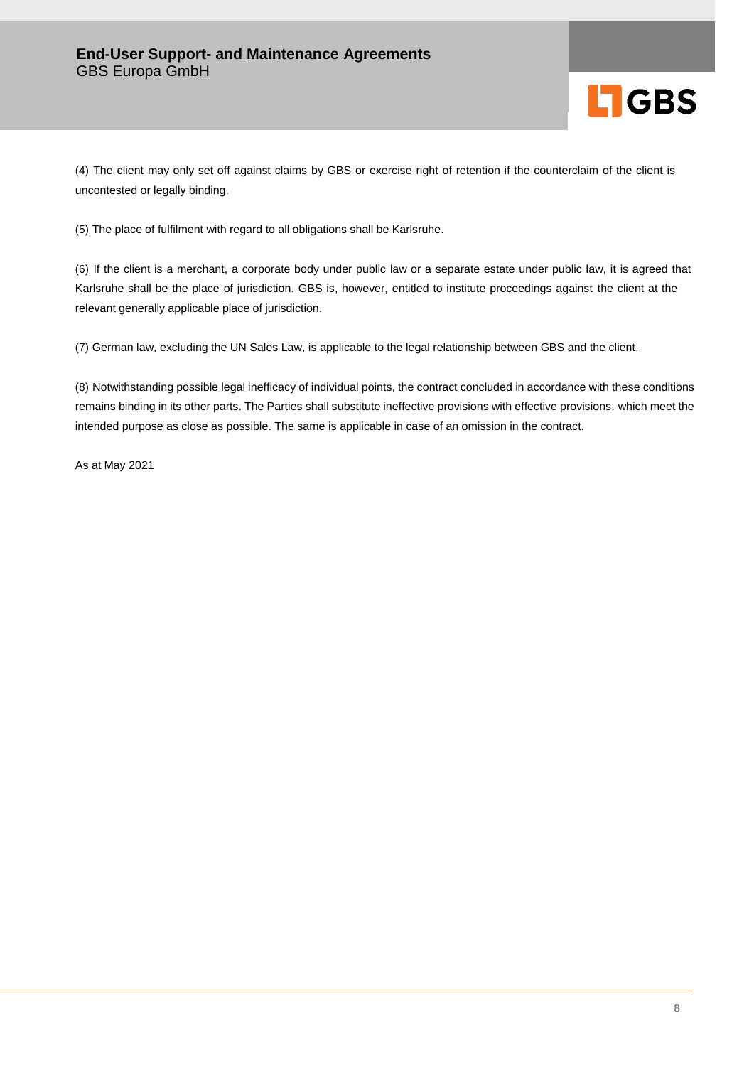(4) The client may only set off against claims by GBS or exercise right of retention if the counterclaim of the client is uncontested or legally binding.

(5) The place of fulfilment with regard to all obligations shall be Karlsruhe.

(6) If the client is a merchant, a corporate body under public law or a separate estate under public law, it is agreed that Karlsruhe shall be the place of jurisdiction. GBS is, however, entitled to institute proceedings against the client at the relevant generally applicable place of jurisdiction.

(7) German law, excluding the UN Sales Law, is applicable to the legal relationship between GBS and the client.

(8) Notwithstanding possible legal inefficacy of individual points, the contract concluded in accordance with these conditions remains binding in its other parts. The Parties shall substitute ineffective provisions with effective provisions, which meet the intended purpose as close as possible. The same is applicable in case of an omission in the contract.

As at May 2021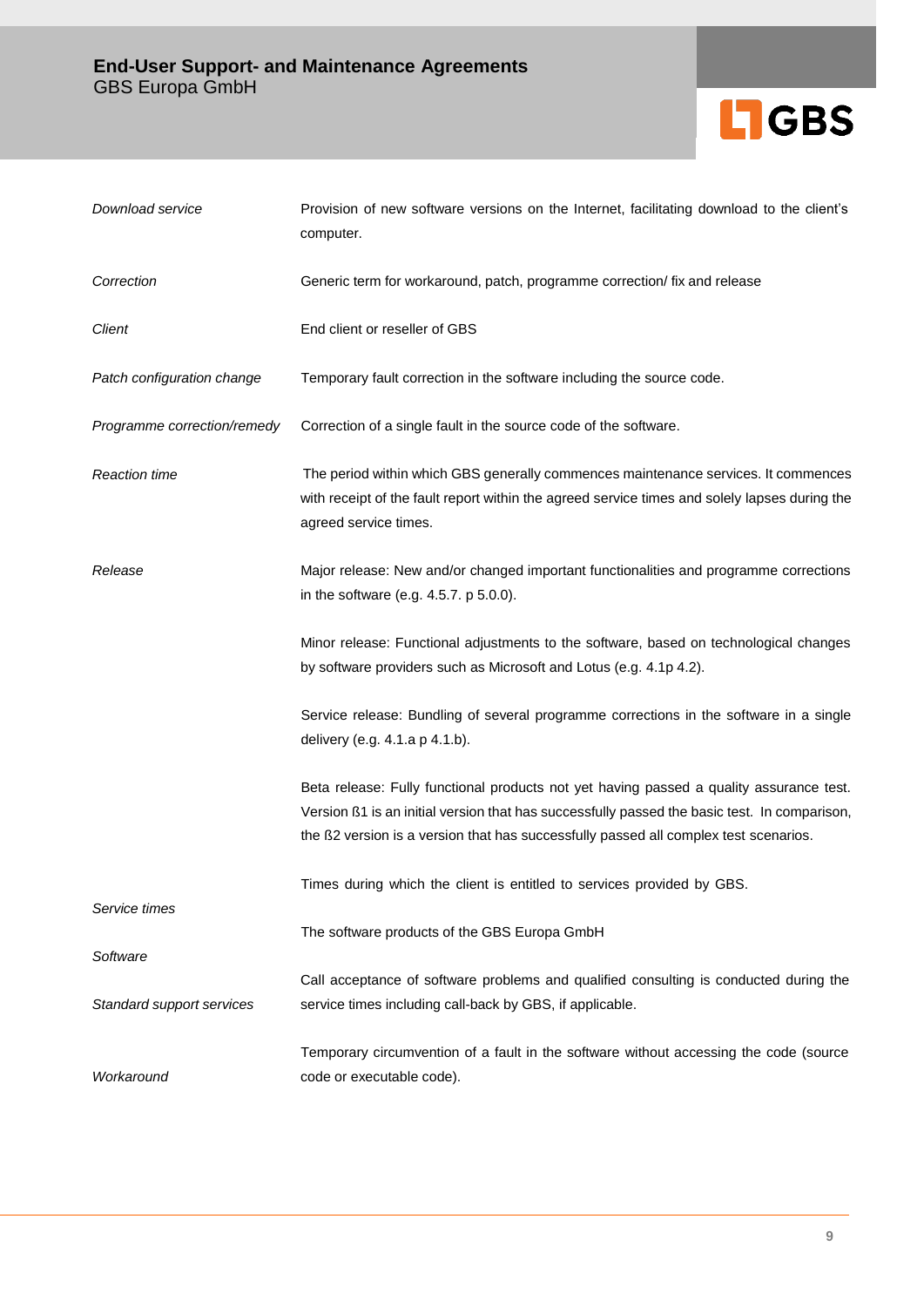| | |
|---|---|
| *Download service* | Provision of new software versions on the Internet, facilitating download to the client's computer. |
| *Correction* | Generic term for workaround, patch, programme correction/ fix and release |
| *Client* | End client or reseller of GBS |
| *Patch configuration change* | Temporary fault correction in the software including the source code. |
| *Programme correction/remedy* | Correction of a single fault in the source code of the software. |
| *Reaction time* | The period within which GBS generally commences maintenance services. It commences with receipt of the fault report within the agreed service times and solely lapses during the agreed service times. |
| *Release* | Major release: New and/or changed important functionalities and programme corrections in the software (e.g. 4.5.7. p 5.0.0).<br><br>Minor release: Functional adjustments to the software, based on technological changes by software providers such as Microsoft and Lotus (e.g. 4.1p 4.2).<br><br>Service release: Bundling of several programme corrections in the software in a single delivery (e.g. 4.1.a p 4.1.b).<br><br>Beta release: Fully functional products not yet having passed a quality assurance test. Version ß1 is an initial version that has successfully passed the basic test. In comparison, the ß2 version is a version that has successfully passed all complex test scenarios. |
| *Service times* | Times during which the client is entitled to services provided by GBS. |
| *Software* | The software products of the GBS Europa GmbH |
| *Standard support services* | Call acceptance of software problems and qualified consulting is conducted during the service times including call-back by GBS, if applicable. |
| *Workaround* | Temporary circumvention of a fault in the software without accessing the code (source code or executable code). |